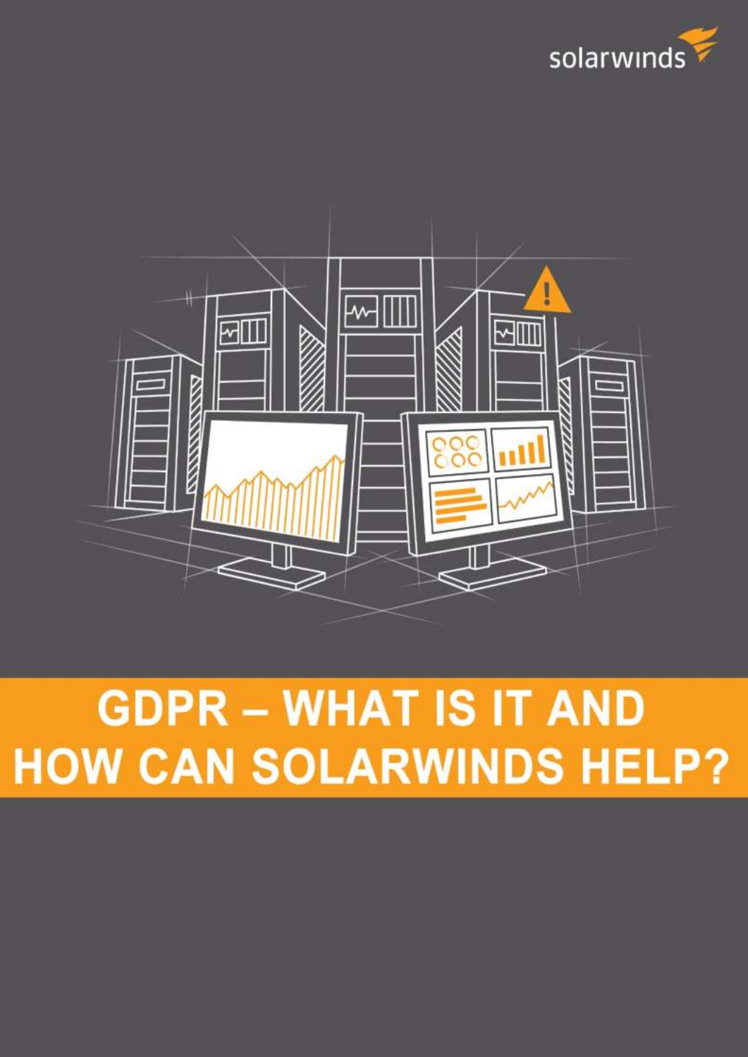solarwinds

# GDPR – WHAT IS IT AND HOW CAN SOLARWINDS HELP?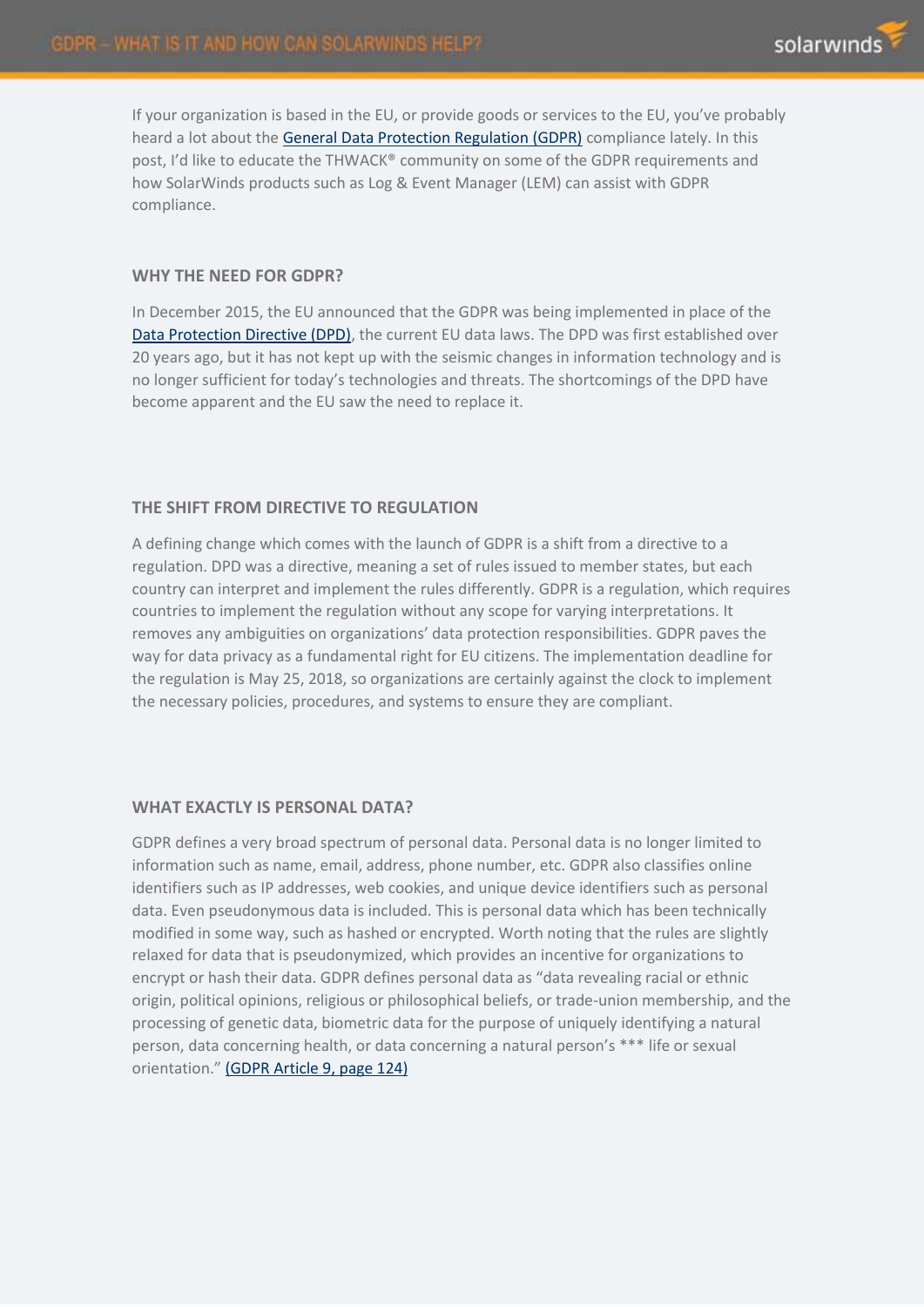If your organization is based in the EU, or provide goods or services to the EU, you've probably heard a lot about the General Data Protection Regulation (GDPR) compliance lately. In this post, I'd like to educate the THWACK® community on some of the GDPR requirements and how SolarWinds products such as Log & Event Manager (LEM) can assist with GDPR compliance.

## WHY THE NEED FOR GDPR?

In December 2015, the EU announced that the GDPR was being implemented in place of the Data Protection Directive (DPD), the current EU data laws. The DPD was first established over 20 years ago, but it has not kept up with the seismic changes in information technology and is no longer sufficient for today's technologies and threats. The shortcomings of the DPD have become apparent and the EU saw the need to replace it.

## THE SHIFT FROM DIRECTIVE TO REGULATION

A defining change which comes with the launch of GDPR is a shift from a directive to a regulation. DPD was a directive, meaning a set of rules issued to member states, but each country can interpret and implement the rules differently. GDPR is a regulation, which requires countries to implement the regulation without any scope for varying interpretations. It removes any ambiguities on organizations' data protection responsibilities. GDPR paves the way for data privacy as a fundamental right for EU citizens. The implementation deadline for the regulation is May 25, 2018, so organizations are certainly against the clock to implement the necessary policies, procedures, and systems to ensure they are compliant.

## WHAT EXACTLY IS PERSONAL DATA?

GDPR defines a very broad spectrum of personal data. Personal data is no longer limited to information such as name, email, address, phone number, etc. GDPR also classifies online identifiers such as IP addresses, web cookies, and unique device identifiers such as personal data. Even pseudonymous data is included. This is personal data which has been technically modified in some way, such as hashed or encrypted. Worth noting that the rules are slightly relaxed for data that is pseudonymized, which provides an incentive for organizations to encrypt or hash their data. GDPR defines personal data as "data revealing racial or ethnic origin, political opinions, religious or philosophical beliefs, or trade-union membership, and the processing of genetic data, biometric data for the purpose of uniquely identifying a natural person, data concerning health, or data concerning a natural person's *** life or sexual orientation." (GDPR Article 9, page 124)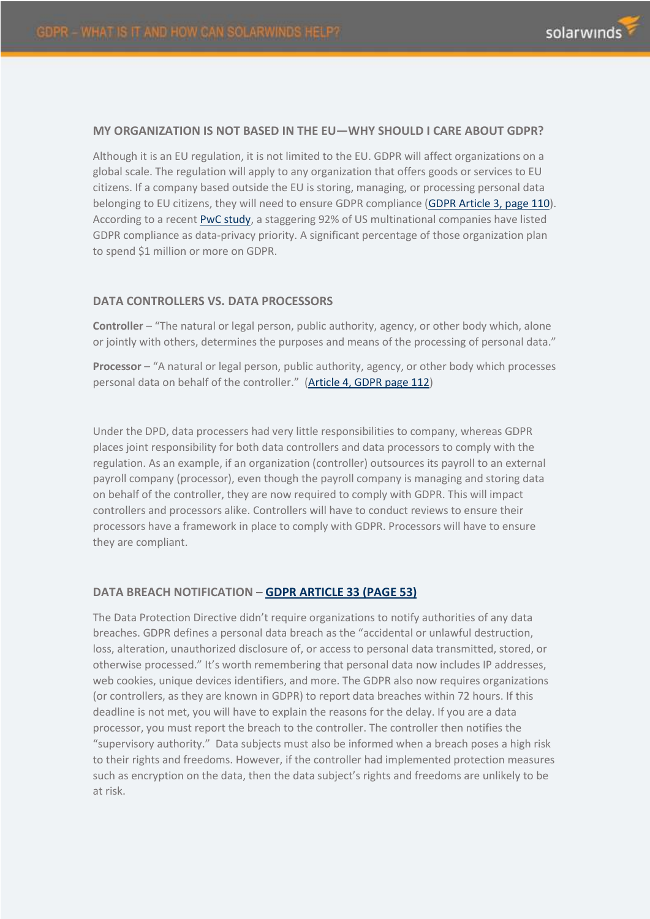## MY ORGANIZATION IS NOT BASED IN THE EU—WHY SHOULD I CARE ABOUT GDPR?

Although it is an EU regulation, it is not limited to the EU. GDPR will affect organizations on a global scale. The regulation will apply to any organization that offers goods or services to EU citizens. If a company based outside the EU is storing, managing, or processing personal data belonging to EU citizens, they will need to ensure GDPR compliance (GDPR Article 3, page 110). According to a recent PwC study, a staggering 92% of US multinational companies have listed GDPR compliance as data-privacy priority. A significant percentage of those organization plan to spend $1 million or more on GDPR.

## DATA CONTROLLERS VS. DATA PROCESSORS

**Controller** – "The natural or legal person, public authority, agency, or other body which, alone or jointly with others, determines the purposes and means of the processing of personal data."

**Processor** – "A natural or legal person, public authority, agency, or other body which processes personal data on behalf of the controller." (Article 4, GDPR page 112)

Under the DPD, data processers had very little responsibilities to company, whereas GDPR places joint responsibility for both data controllers and data processors to comply with the regulation. As an example, if an organization (controller) outsources its payroll to an external payroll company (processor), even though the payroll company is managing and storing data on behalf of the controller, they are now required to comply with GDPR. This will impact controllers and processors alike. Controllers will have to conduct reviews to ensure their processors have a framework in place to comply with GDPR. Processors will have to ensure they are compliant.

## DATA BREACH NOTIFICATION – GDPR ARTICLE 33 (PAGE 53)

The Data Protection Directive didn't require organizations to notify authorities of any data breaches. GDPR defines a personal data breach as the "accidental or unlawful destruction, loss, alteration, unauthorized disclosure of, or access to personal data transmitted, stored, or otherwise processed." It's worth remembering that personal data now includes IP addresses, web cookies, unique devices identifiers, and more. The GDPR also now requires organizations (or controllers, as they are known in GDPR) to report data breaches within 72 hours. If this deadline is not met, you will have to explain the reasons for the delay. If you are a data processor, you must report the breach to the controller. The controller then notifies the "supervisory authority." Data subjects must also be informed when a breach poses a high risk to their rights and freedoms. However, if the controller had implemented protection measures such as encryption on the data, then the data subject's rights and freedoms are unlikely to be at risk.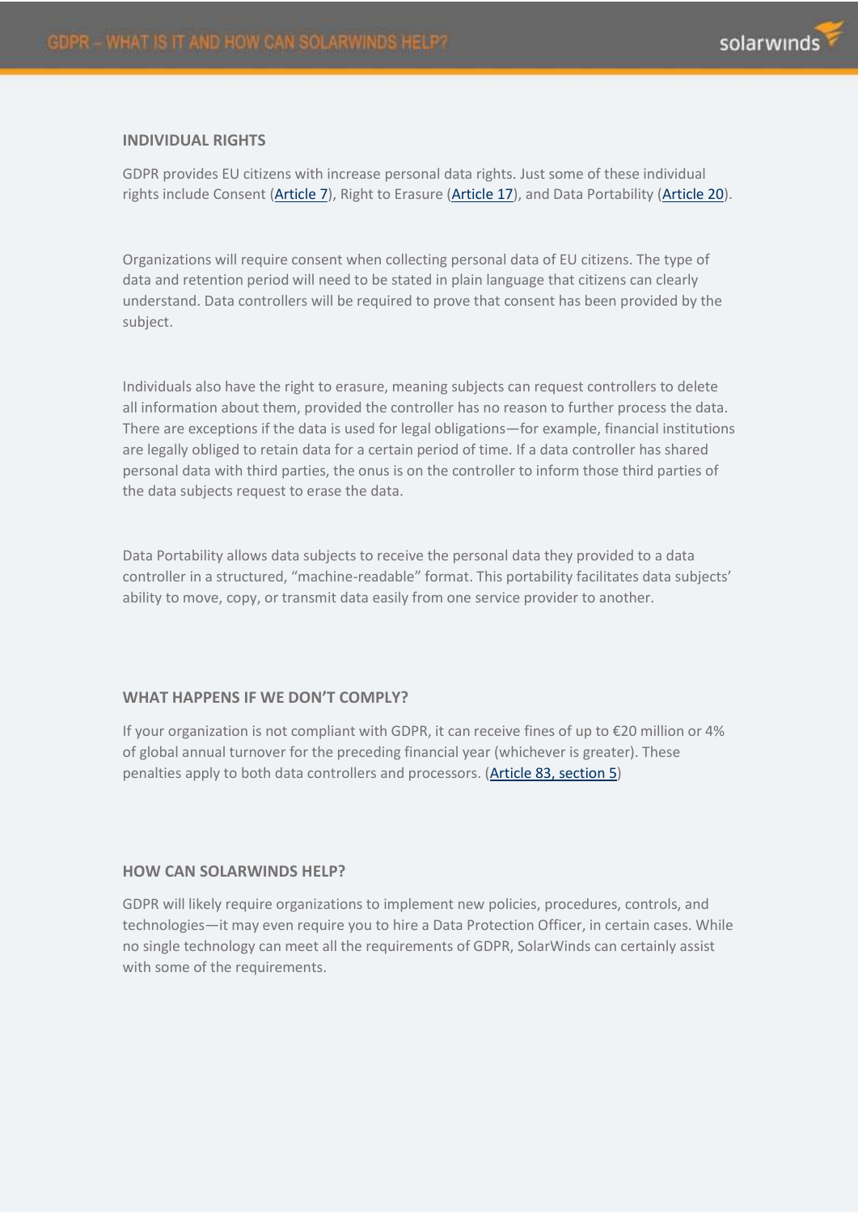## INDIVIDUAL RIGHTS

GDPR provides EU citizens with increase personal data rights. Just some of these individual rights include Consent (Article 7), Right to Erasure (Article 17), and Data Portability (Article 20).

Organizations will require consent when collecting personal data of EU citizens. The type of data and retention period will need to be stated in plain language that citizens can clearly understand. Data controllers will be required to prove that consent has been provided by the subject.

Individuals also have the right to erasure, meaning subjects can request controllers to delete all information about them, provided the controller has no reason to further process the data. There are exceptions if the data is used for legal obligations—for example, financial institutions are legally obliged to retain data for a certain period of time. If a data controller has shared personal data with third parties, the onus is on the controller to inform those third parties of the data subjects request to erase the data.

Data Portability allows data subjects to receive the personal data they provided to a data controller in a structured, "machine-readable" format. This portability facilitates data subjects' ability to move, copy, or transmit data easily from one service provider to another.

## WHAT HAPPENS IF WE DON'T COMPLY?

If your organization is not compliant with GDPR, it can receive fines of up to €20 million or 4% of global annual turnover for the preceding financial year (whichever is greater). These penalties apply to both data controllers and processors. (Article 83, section 5)

## HOW CAN SOLARWINDS HELP?

GDPR will likely require organizations to implement new policies, procedures, controls, and technologies—it may even require you to hire a Data Protection Officer, in certain cases. While no single technology can meet all the requirements of GDPR, SolarWinds can certainly assist with some of the requirements.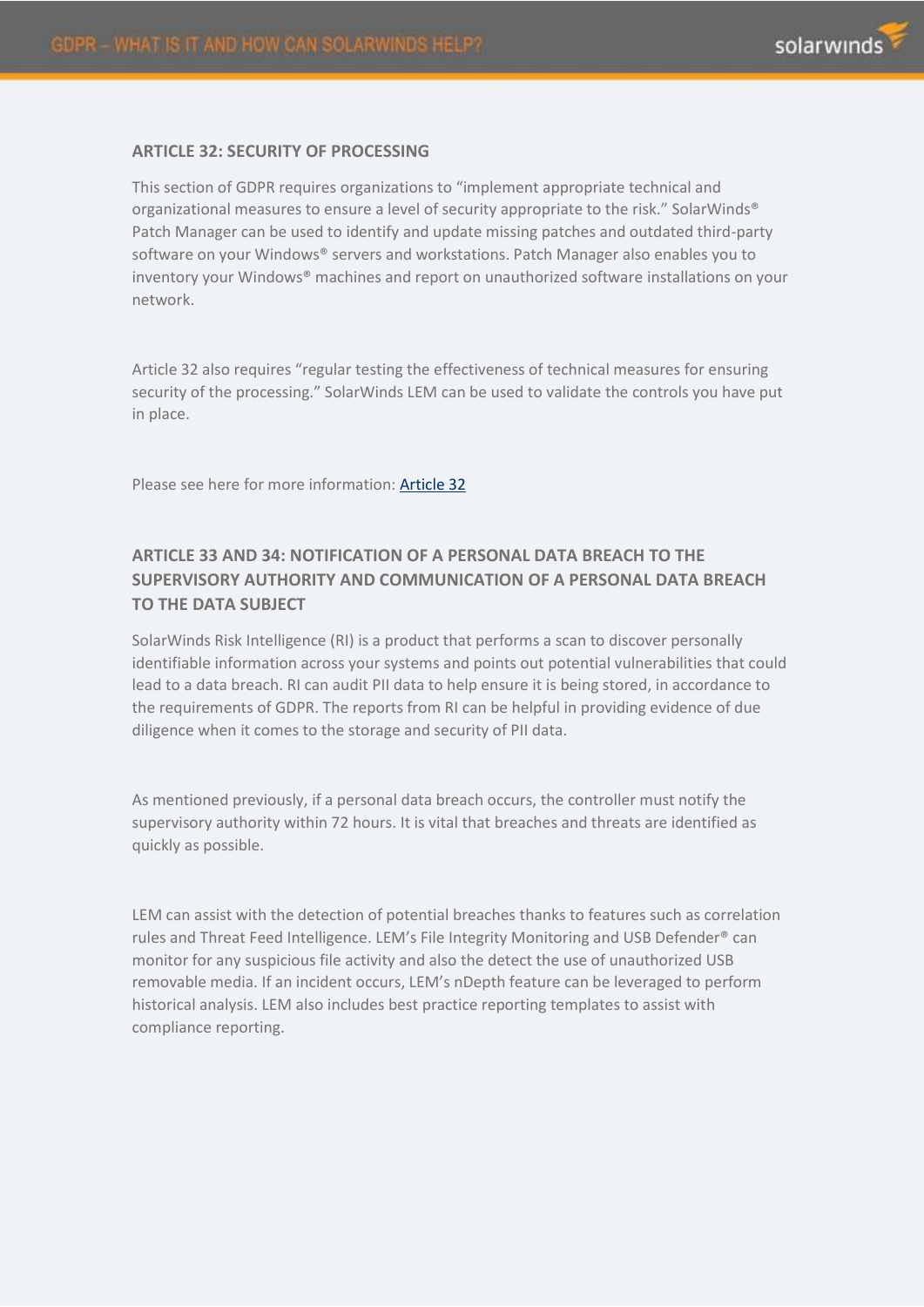## ARTICLE 32: SECURITY OF PROCESSING

This section of GDPR requires organizations to "implement appropriate technical and organizational measures to ensure a level of security appropriate to the risk." SolarWinds® Patch Manager can be used to identify and update missing patches and outdated third-party software on your Windows® servers and workstations. Patch Manager also enables you to inventory your Windows® machines and report on unauthorized software installations on your network.

Article 32 also requires "regular testing the effectiveness of technical measures for ensuring security of the processing." SolarWinds LEM can be used to validate the controls you have put in place.

Please see here for more information: Article 32

## ARTICLE 33 AND 34: NOTIFICATION OF A PERSONAL DATA BREACH TO THE SUPERVISORY AUTHORITY AND COMMUNICATION OF A PERSONAL DATA BREACH TO THE DATA SUBJECT

SolarWinds Risk Intelligence (RI) is a product that performs a scan to discover personally identifiable information across your systems and points out potential vulnerabilities that could lead to a data breach. RI can audit PII data to help ensure it is being stored, in accordance to the requirements of GDPR. The reports from RI can be helpful in providing evidence of due diligence when it comes to the storage and security of PII data.

As mentioned previously, if a personal data breach occurs, the controller must notify the supervisory authority within 72 hours. It is vital that breaches and threats are identified as quickly as possible.

LEM can assist with the detection of potential breaches thanks to features such as correlation rules and Threat Feed Intelligence. LEM's File Integrity Monitoring and USB Defender® can monitor for any suspicious file activity and also the detect the use of unauthorized USB removable media. If an incident occurs, LEM's nDepth feature can be leveraged to perform historical analysis. LEM also includes best practice reporting templates to assist with compliance reporting.